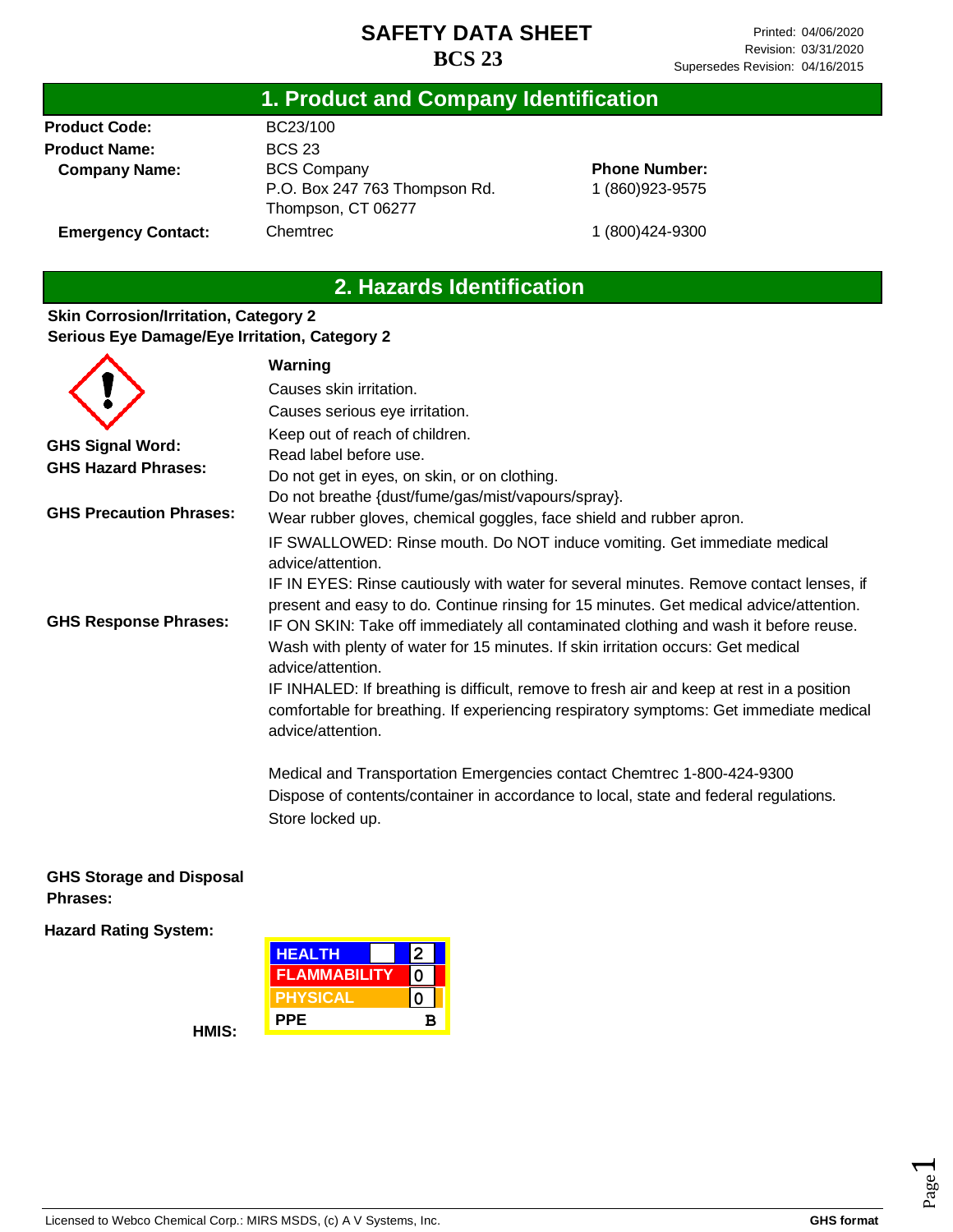# SAFETY DATA SHEET
## BCS 23

Printed: 04/06/2020
Revision: 03/31/2020
Supersedes Revision: 04/16/2015

## 1. Product and Company Identification

**Product Code:** BC23/100

**Product Name:** BCS 23

**Company Name:** BCS Company
P.O. Box 247 763 Thompson Rd.
Thompson, CT 06277

**Phone Number:** 1 (860)923-9575

**Emergency Contact:** Chemtrec 1 (800)424-9300

## 2. Hazards Identification

**Skin Corrosion/Irritation, Category 2**
**Serious Eye Damage/Eye Irritation, Category 2**

**GHS Signal Word:** Warning

**GHS Hazard Phrases:**
Causes skin irritation.
Causes serious eye irritation.

**GHS Precaution Phrases:**
Keep out of reach of children.
Read label before use.
Do not get in eyes, on skin, or on clothing.
Do not breathe {dust/fume/gas/mist/vapours/spray}.
Wear rubber gloves, chemical goggles, face shield and rubber apron.

**GHS Response Phrases:**
IF SWALLOWED: Rinse mouth. Do NOT induce vomiting. Get immediate medical advice/attention.
IF IN EYES: Rinse cautiously with water for several minutes. Remove contact lenses, if present and easy to do. Continue rinsing for 15 minutes. Get medical advice/attention.
IF ON SKIN: Take off immediately all contaminated clothing and wash it before reuse. Wash with plenty of water for 15 minutes. If skin irritation occurs: Get medical advice/attention.
IF INHALED: If breathing is difficult, remove to fresh air and keep at rest in a position comfortable for breathing. If experiencing respiratory symptoms: Get immediate medical advice/attention.

Medical and Transportation Emergencies contact Chemtrec 1-800-424-9300

**GHS Storage and Disposal Phrases:**
Dispose of contents/container in accordance to local, state and federal regulations.
Store locked up.

**Hazard Rating System:**

**HMIS:**

| HMIS | |
|---|---|
| HEALTH | 2 |
| FLAMMABILITY | 0 |
| PHYSICAL | 0 |
| PPE | B |

Licensed to Webco Chemical Corp.: MIRS MSDS, (c) A V Systems, Inc. **GHS format**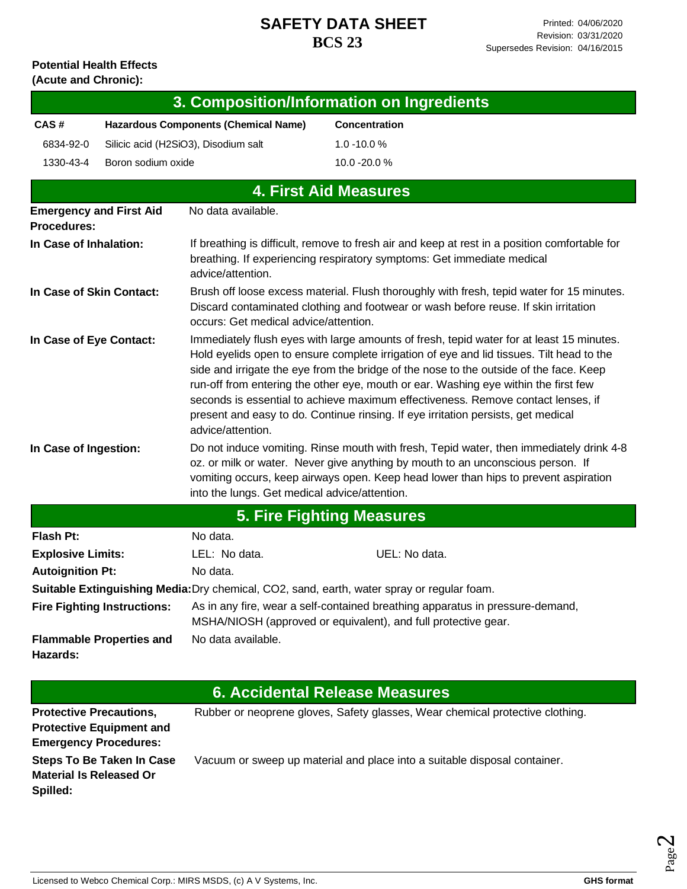**Potential Health Effects (Acute and Chronic):**

## 3. Composition/Information on Ingredients

| CAS # | Hazardous Components (Chemical Name) | Concentration |
|---|---|---|
| 6834-92-0 | Silicic acid ($H_2SiO_3$), Disodium salt | 1.0 -10.0 % |
| 1330-43-4 | Boron sodium oxide | 10.0 -20.0 % |

## 4. First Aid Measures

**Emergency and First Aid Procedures:** No data available.

**In Case of Inhalation:** If breathing is difficult, remove to fresh air and keep at rest in a position comfortable for breathing. If experiencing respiratory symptoms: Get immediate medical advice/attention.

**In Case of Skin Contact:** Brush off loose excess material. Flush thoroughly with fresh, tepid water for 15 minutes. Discard contaminated clothing and footwear or wash before reuse. If skin irritation occurs: Get medical advice/attention.

**In Case of Eye Contact:** Immediately flush eyes with large amounts of fresh, tepid water for at least 15 minutes. Hold eyelids open to ensure complete irrigation of eye and lid tissues. Tilt head to the side and irrigate the eye from the bridge of the nose to the outside of the face. Keep run-off from entering the other eye, mouth or ear. Washing eye within the first few seconds is essential to achieve maximum effectiveness. Remove contact lenses, if present and easy to do. Continue rinsing. If eye irritation persists, get medical advice/attention.

**In Case of Ingestion:** Do not induce vomiting. Rinse mouth with fresh, Tepid water, then immediately drink 4-8 oz. or milk or water. Never give anything by mouth to an unconscious person. If vomiting occurs, keep airways open. Keep head lower than hips to prevent aspiration into the lungs. Get medical advice/attention.

## 5. Fire Fighting Measures

**Flash Pt:** No data.

**Explosive Limits:** LEL: No data. UEL: No data.

**Autoignition Pt:** No data.

**Suitable Extinguishing Media:** Dry chemical, $CO_2$, sand, earth, water spray or regular foam.

**Fire Fighting Instructions:** As in any fire, wear a self-contained breathing apparatus in pressure-demand, MSHA/NIOSH (approved or equivalent), and full protective gear.

**Flammable Properties and Hazards:** No data available.

## 6. Accidental Release Measures

**Protective Precautions, Protective Equipment and Emergency Procedures:** Rubber or neoprene gloves, Safety glasses, Wear chemical protective clothing.

**Steps To Be Taken In Case Material Is Released Or Spilled:** Vacuum or sweep up material and place into a suitable disposal container.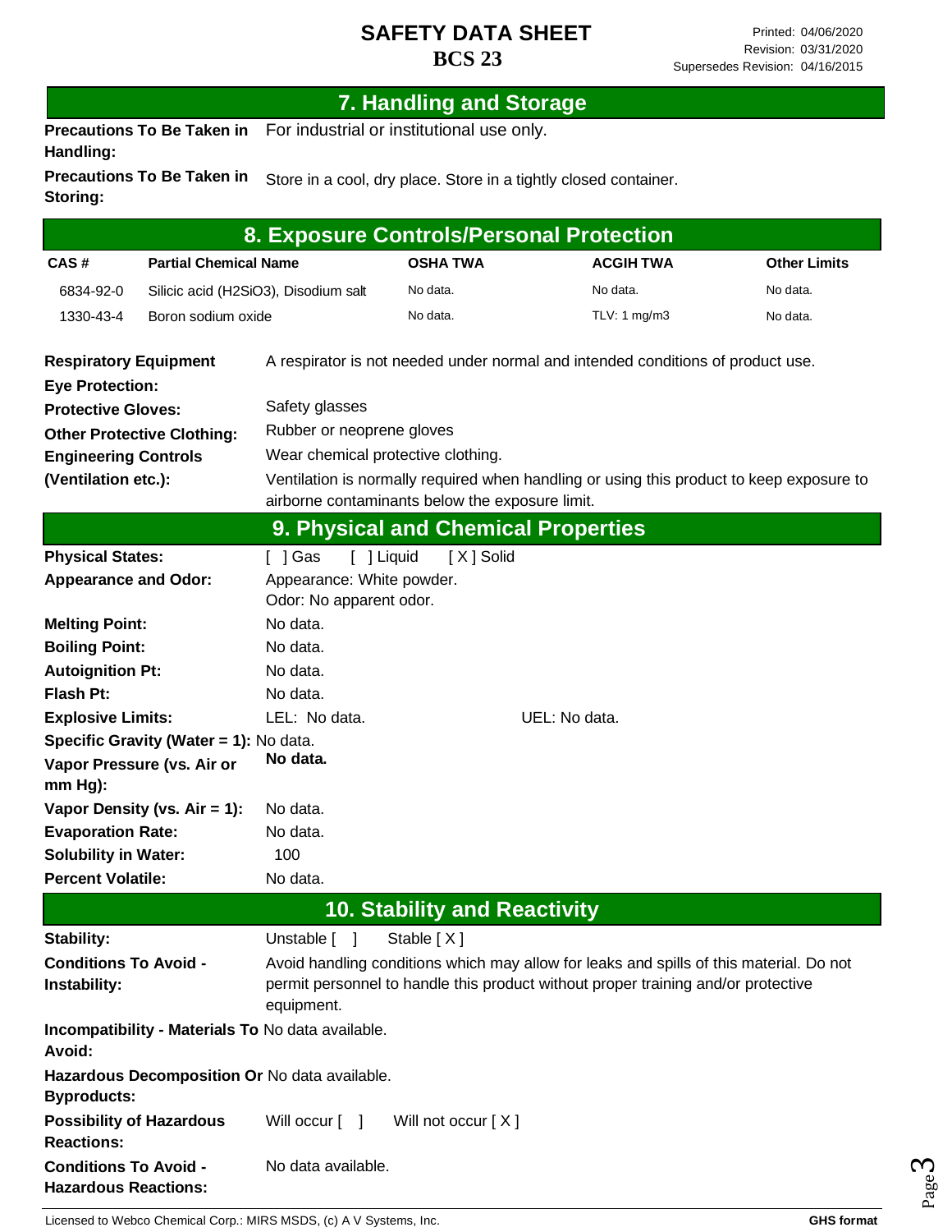# SAFETY DATA SHEET

# BCS 23

## 7. Handling and Storage

**Precautions To Be Taken in Handling:** For industrial or institutional use only.

**Precautions To Be Taken in Storing:** Store in a cool, dry place. Store in a tightly closed container.

## 8. Exposure Controls/Personal Protection

| CAS # | Partial Chemical Name | OSHA TWA | ACGIH TWA | Other Limits |
|---|---|---|---|---|
| 6834-92-0 | Silicic acid ($H_2SiO_3$), Disodium salt | No data. | No data. | No data. |
| 1330-43-4 | Boron sodium oxide | No data. | TLV: 1 mg/m3 | No data. |

**Respiratory Equipment** A respirator is not needed under normal and intended conditions of product use.

**Eye Protection:** Safety glasses

**Protective Gloves:** Rubber or neoprene gloves

**Other Protective Clothing:** Wear chemical protective clothing.

**Engineering Controls (Ventilation etc.):** Ventilation is normally required when handling or using this product to keep exposure to airborne contaminants below the exposure limit.

## 9. Physical and Chemical Properties

**Physical States:** [ ] Gas [ ] Liquid [ X ] Solid

**Appearance and Odor:** Appearance: White powder.
Odor: No apparent odor.

**Melting Point:** No data.

**Boiling Point:** No data.

**Autoignition Pt:** No data.

**Flash Pt:** No data.

**Explosive Limits:** LEL: No data. UEL: No data.

**Specific Gravity (Water = 1):** No data.

**Vapor Pressure (vs. Air or mm Hg):** **No data.**

**Vapor Density (vs. Air = 1):** No data.

**Evaporation Rate:** No data.

**Solubility in Water:** 100

**Percent Volatile:** No data.

## 10. Stability and Reactivity

**Stability:** Unstable [ ] Stable [ X ]

**Conditions To Avoid - Instability:** Avoid handling conditions which may allow for leaks and spills of this material. Do not permit personnel to handle this product without proper training and/or protective equipment.

**Incompatibility - Materials To Avoid:** No data available.

**Hazardous Decomposition Or Byproducts:** No data available.

**Possibility of Hazardous Reactions:** Will occur [ ] Will not occur [ X ]

**Conditions To Avoid - Hazardous Reactions:** No data available.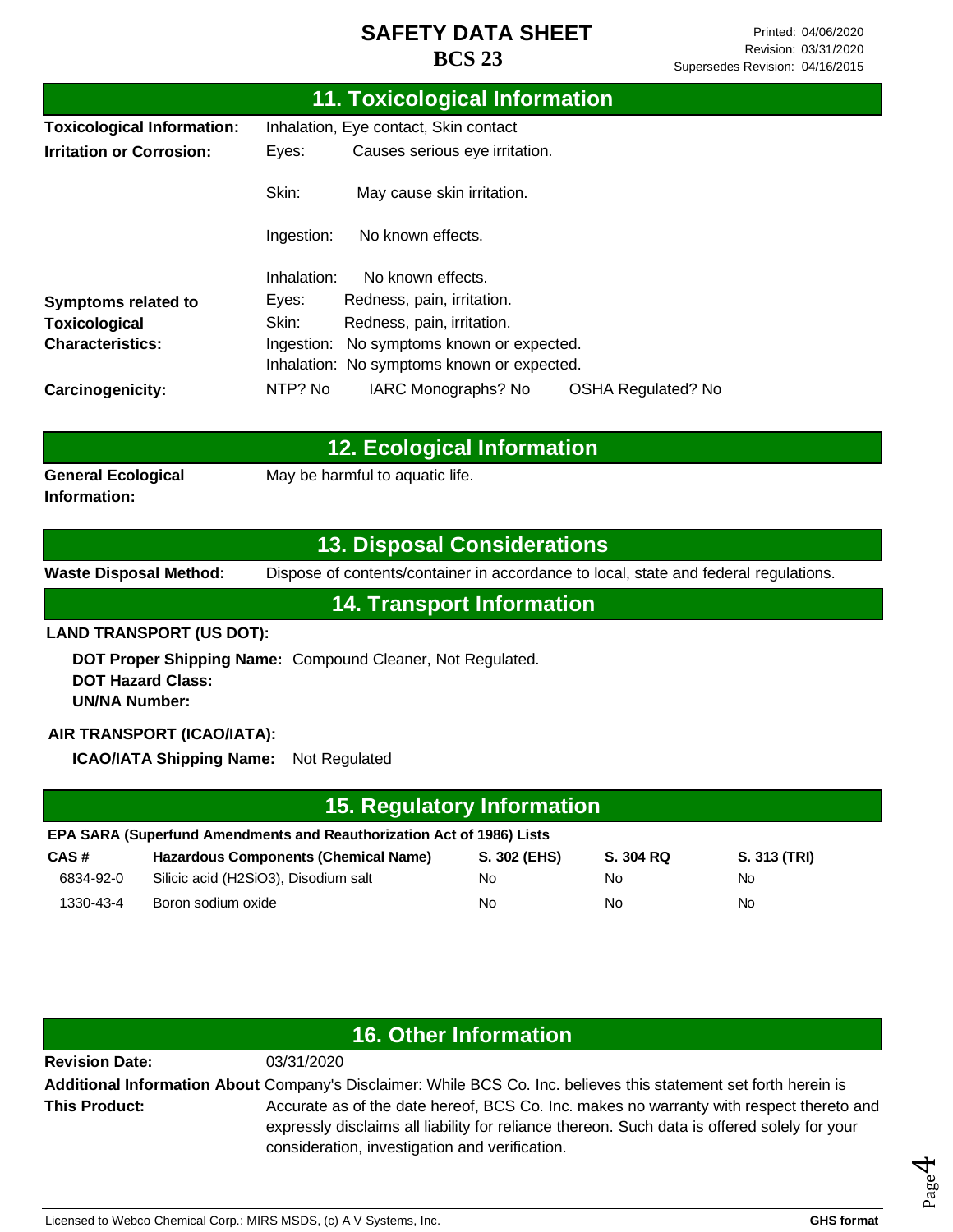# SAFETY DATA SHEET
## BCS 23

Printed: 04/06/2020
Revision: 03/31/2020
Supersedes Revision: 04/16/2015

## 11. Toxicological Information

**Toxicological Information:** Inhalation, Eye contact, Skin contact

**Irritation or Corrosion:**
- Eyes: Causes serious eye irritation.
- Skin: May cause skin irritation.
- Ingestion: No known effects.
- Inhalation: No known effects.

**Symptoms related to Toxicological Characteristics:**
- Eyes: Redness, pain, irritation.
- Skin: Redness, pain, irritation.
- Ingestion: No symptoms known or expected.
- Inhalation: No symptoms known or expected.

**Carcinogenicity:** NTP? No IARC Monographs? No OSHA Regulated? No

## 12. Ecological Information

**General Ecological Information:** May be harmful to aquatic life.

## 13. Disposal Considerations

**Waste Disposal Method:** Dispose of contents/container in accordance to local, state and federal regulations.

## 14. Transport Information

**LAND TRANSPORT (US DOT):**

**DOT Proper Shipping Name:** Compound Cleaner, Not Regulated.
**DOT Hazard Class:**
**UN/NA Number:**

**AIR TRANSPORT (ICAO/IATA):**

**ICAO/IATA Shipping Name:** Not Regulated

## 15. Regulatory Information

**EPA SARA (Superfund Amendments and Reauthorization Act of 1986) Lists**

| CAS # | Hazardous Components (Chemical Name) | S. 302 (EHS) | S. 304 RQ | S. 313 (TRI) |
|---|---|---|---|---|
| 6834-92-0 | Silicic acid ($H_2SiO_3$), Disodium salt | No | No | No |
| 1330-43-4 | Boron sodium oxide | No | No | No |

## 16. Other Information

**Revision Date:** 03/31/2020

**Additional Information About This Product:** Company's Disclaimer: While BCS Co. Inc. believes this statement set forth herein is Accurate as of the date hereof, BCS Co. Inc. makes no warranty with respect thereto and expressly disclaims all liability for reliance thereon. Such data is offered solely for your consideration, investigation and verification.

Licensed to Webco Chemical Corp.: MIRS MSDS, (c) A V Systems, Inc. GHS format